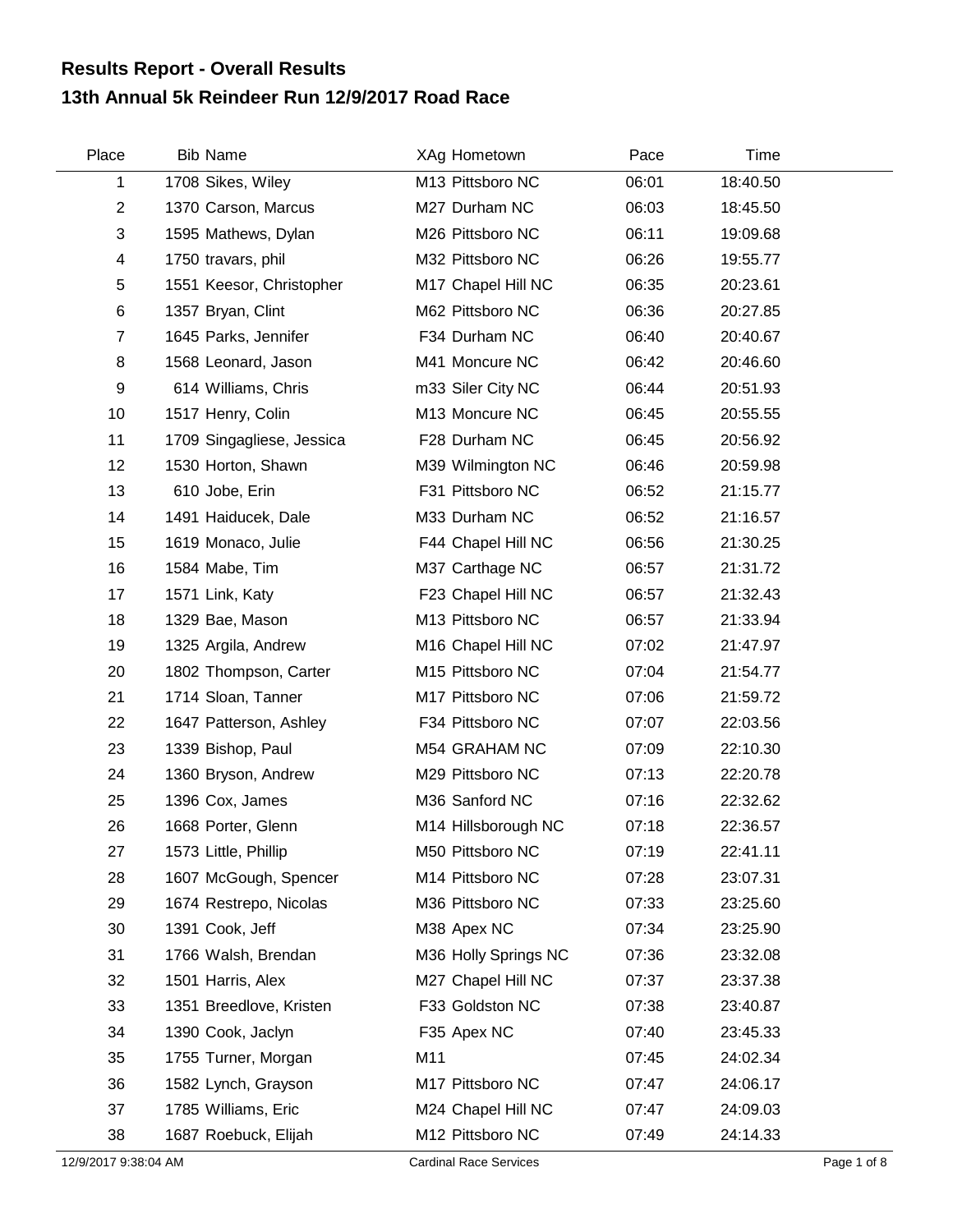# Results Report - Overall Results
## 13th Annual 5k Reindeer Run 12/9/2017 Road Race

| Place | Bib | Name | XAg | Hometown | Pace | Time |
|---|---|---|---|---|---|---|
| 1 | 1708 | Sikes, Wiley | M13 | Pittsboro NC | 06:01 | 18:40.50 |
| 2 | 1370 | Carson, Marcus | M27 | Durham NC | 06:03 | 18:45.50 |
| 3 | 1595 | Mathews, Dylan | M26 | Pittsboro NC | 06:11 | 19:09.68 |
| 4 | 1750 | travars, phil | M32 | Pittsboro NC | 06:26 | 19:55.77 |
| 5 | 1551 | Keesor, Christopher | M17 | Chapel Hill NC | 06:35 | 20:23.61 |
| 6 | 1357 | Bryan, Clint | M62 | Pittsboro NC | 06:36 | 20:27.85 |
| 7 | 1645 | Parks, Jennifer | F34 | Durham NC | 06:40 | 20:40.67 |
| 8 | 1568 | Leonard, Jason | M41 | Moncure NC | 06:42 | 20:46.60 |
| 9 | 614 | Williams, Chris | m33 | Siler City NC | 06:44 | 20:51.93 |
| 10 | 1517 | Henry, Colin | M13 | Moncure NC | 06:45 | 20:55.55 |
| 11 | 1709 | Singagliese, Jessica | F28 | Durham NC | 06:45 | 20:56.92 |
| 12 | 1530 | Horton, Shawn | M39 | Wilmington NC | 06:46 | 20:59.98 |
| 13 | 610 | Jobe, Erin | F31 | Pittsboro NC | 06:52 | 21:15.77 |
| 14 | 1491 | Haiducek, Dale | M33 | Durham NC | 06:52 | 21:16.57 |
| 15 | 1619 | Monaco, Julie | F44 | Chapel Hill NC | 06:56 | 21:30.25 |
| 16 | 1584 | Mabe, Tim | M37 | Carthage NC | 06:57 | 21:31.72 |
| 17 | 1571 | Link, Katy | F23 | Chapel Hill NC | 06:57 | 21:32.43 |
| 18 | 1329 | Bae, Mason | M13 | Pittsboro NC | 06:57 | 21:33.94 |
| 19 | 1325 | Argila, Andrew | M16 | Chapel Hill NC | 07:02 | 21:47.97 |
| 20 | 1802 | Thompson, Carter | M15 | Pittsboro NC | 07:04 | 21:54.77 |
| 21 | 1714 | Sloan, Tanner | M17 | Pittsboro NC | 07:06 | 21:59.72 |
| 22 | 1647 | Patterson, Ashley | F34 | Pittsboro NC | 07:07 | 22:03.56 |
| 23 | 1339 | Bishop, Paul | M54 | GRAHAM NC | 07:09 | 22:10.30 |
| 24 | 1360 | Bryson, Andrew | M29 | Pittsboro NC | 07:13 | 22:20.78 |
| 25 | 1396 | Cox, James | M36 | Sanford NC | 07:16 | 22:32.62 |
| 26 | 1668 | Porter, Glenn | M14 | Hillsborough NC | 07:18 | 22:36.57 |
| 27 | 1573 | Little, Phillip | M50 | Pittsboro NC | 07:19 | 22:41.11 |
| 28 | 1607 | McGough, Spencer | M14 | Pittsboro NC | 07:28 | 23:07.31 |
| 29 | 1674 | Restrepo, Nicolas | M36 | Pittsboro NC | 07:33 | 23:25.60 |
| 30 | 1391 | Cook, Jeff | M38 | Apex NC | 07:34 | 23:25.90 |
| 31 | 1766 | Walsh, Brendan | M36 | Holly Springs NC | 07:36 | 23:32.08 |
| 32 | 1501 | Harris, Alex | M27 | Chapel Hill NC | 07:37 | 23:37.38 |
| 33 | 1351 | Breedlove, Kristen | F33 | Goldston NC | 07:38 | 23:40.87 |
| 34 | 1390 | Cook, Jaclyn | F35 | Apex NC | 07:40 | 23:45.33 |
| 35 | 1755 | Turner, Morgan | M11 | | 07:45 | 24:02.34 |
| 36 | 1582 | Lynch, Grayson | M17 | Pittsboro NC | 07:47 | 24:06.17 |
| 37 | 1785 | Williams, Eric | M24 | Chapel Hill NC | 07:47 | 24:09.03 |
| 38 | 1687 | Roebuck, Elijah | M12 | Pittsboro NC | 07:49 | 24:14.33 |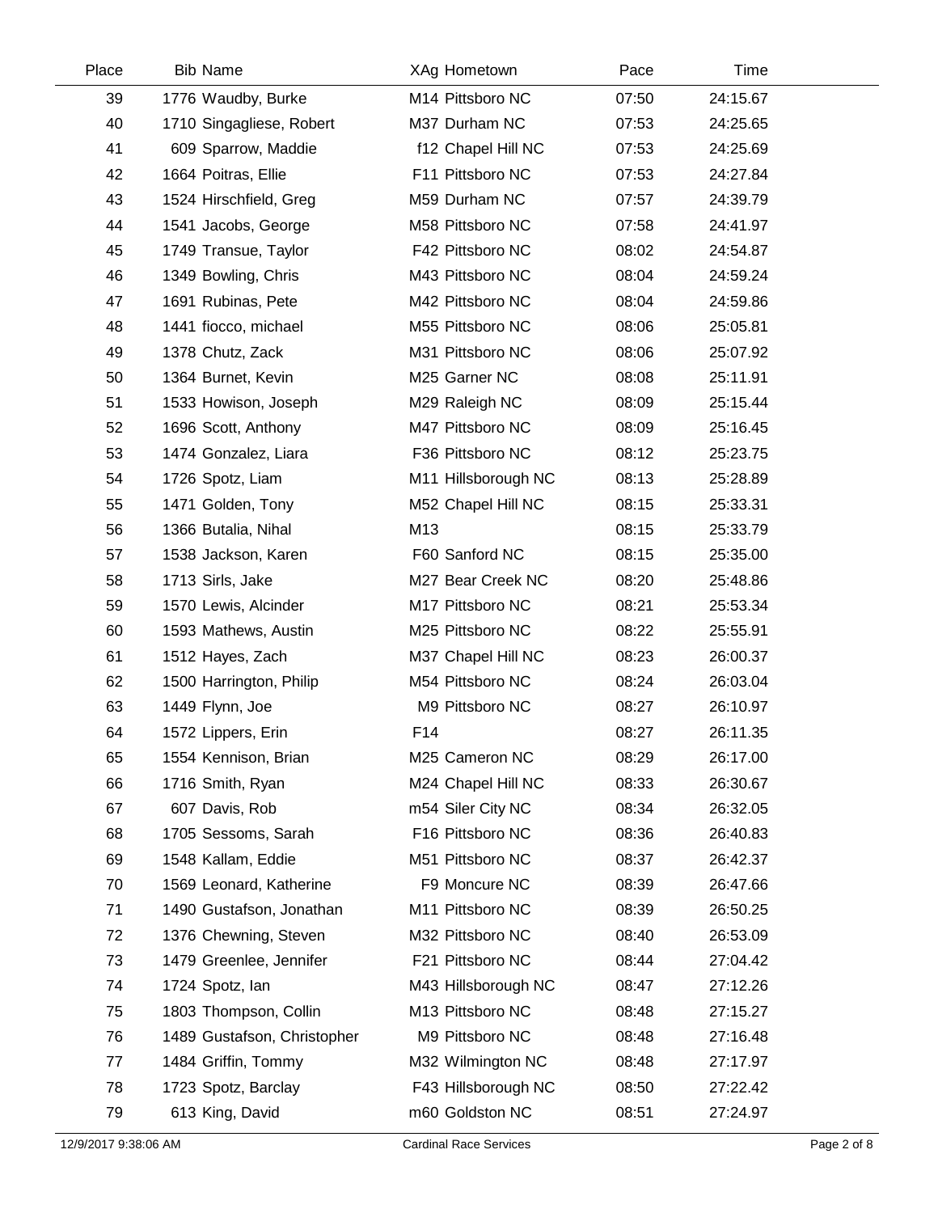| Place | Bib | Name | XAg | Hometown | Pace | Time |
|---|---|---|---|---|---|---|
| 39 | 1776 | Waudby, Burke | M14 | Pittsboro NC | 07:50 | 24:15.67 |
| 40 | 1710 | Singagliese, Robert | M37 | Durham NC | 07:53 | 24:25.65 |
| 41 | 609 | Sparrow, Maddie | f12 | Chapel Hill NC | 07:53 | 24:25.69 |
| 42 | 1664 | Poitras, Ellie | F11 | Pittsboro NC | 07:53 | 24:27.84 |
| 43 | 1524 | Hirschfield, Greg | M59 | Durham NC | 07:57 | 24:39.79 |
| 44 | 1541 | Jacobs, George | M58 | Pittsboro NC | 07:58 | 24:41.97 |
| 45 | 1749 | Transue, Taylor | F42 | Pittsboro NC | 08:02 | 24:54.87 |
| 46 | 1349 | Bowling, Chris | M43 | Pittsboro NC | 08:04 | 24:59.24 |
| 47 | 1691 | Rubinas, Pete | M42 | Pittsboro NC | 08:04 | 24:59.86 |
| 48 | 1441 | fiocco, michael | M55 | Pittsboro NC | 08:06 | 25:05.81 |
| 49 | 1378 | Chutz, Zack | M31 | Pittsboro NC | 08:06 | 25:07.92 |
| 50 | 1364 | Burnet, Kevin | M25 | Garner NC | 08:08 | 25:11.91 |
| 51 | 1533 | Howison, Joseph | M29 | Raleigh NC | 08:09 | 25:15.44 |
| 52 | 1696 | Scott, Anthony | M47 | Pittsboro NC | 08:09 | 25:16.45 |
| 53 | 1474 | Gonzalez, Liara | F36 | Pittsboro NC | 08:12 | 25:23.75 |
| 54 | 1726 | Spotz, Liam | M11 | Hillsborough NC | 08:13 | 25:28.89 |
| 55 | 1471 | Golden, Tony | M52 | Chapel Hill NC | 08:15 | 25:33.31 |
| 56 | 1366 | Butalia, Nihal | M13 | | 08:15 | 25:33.79 |
| 57 | 1538 | Jackson, Karen | F60 | Sanford NC | 08:15 | 25:35.00 |
| 58 | 1713 | Sirls, Jake | M27 | Bear Creek NC | 08:20 | 25:48.86 |
| 59 | 1570 | Lewis, Alcinder | M17 | Pittsboro NC | 08:21 | 25:53.34 |
| 60 | 1593 | Mathews, Austin | M25 | Pittsboro NC | 08:22 | 25:55.91 |
| 61 | 1512 | Hayes, Zach | M37 | Chapel Hill NC | 08:23 | 26:00.37 |
| 62 | 1500 | Harrington, Philip | M54 | Pittsboro NC | 08:24 | 26:03.04 |
| 63 | 1449 | Flynn, Joe | M9 | Pittsboro NC | 08:27 | 26:10.97 |
| 64 | 1572 | Lippers, Erin | F14 | | 08:27 | 26:11.35 |
| 65 | 1554 | Kennison, Brian | M25 | Cameron NC | 08:29 | 26:17.00 |
| 66 | 1716 | Smith, Ryan | M24 | Chapel Hill NC | 08:33 | 26:30.67 |
| 67 | 607 | Davis, Rob | m54 | Siler City NC | 08:34 | 26:32.05 |
| 68 | 1705 | Sessoms, Sarah | F16 | Pittsboro NC | 08:36 | 26:40.83 |
| 69 | 1548 | Kallam, Eddie | M51 | Pittsboro NC | 08:37 | 26:42.37 |
| 70 | 1569 | Leonard, Katherine | F9 | Moncure NC | 08:39 | 26:47.66 |
| 71 | 1490 | Gustafson, Jonathan | M11 | Pittsboro NC | 08:39 | 26:50.25 |
| 72 | 1376 | Chewning, Steven | M32 | Pittsboro NC | 08:40 | 26:53.09 |
| 73 | 1479 | Greenlee, Jennifer | F21 | Pittsboro NC | 08:44 | 27:04.42 |
| 74 | 1724 | Spotz, Ian | M43 | Hillsborough NC | 08:47 | 27:12.26 |
| 75 | 1803 | Thompson, Collin | M13 | Pittsboro NC | 08:48 | 27:15.27 |
| 76 | 1489 | Gustafson, Christopher | M9 | Pittsboro NC | 08:48 | 27:16.48 |
| 77 | 1484 | Griffin, Tommy | M32 | Wilmington NC | 08:48 | 27:17.97 |
| 78 | 1723 | Spotz, Barclay | F43 | Hillsborough NC | 08:50 | 27:22.42 |
| 79 | 613 | King, David | m60 | Goldston NC | 08:51 | 27:24.97 |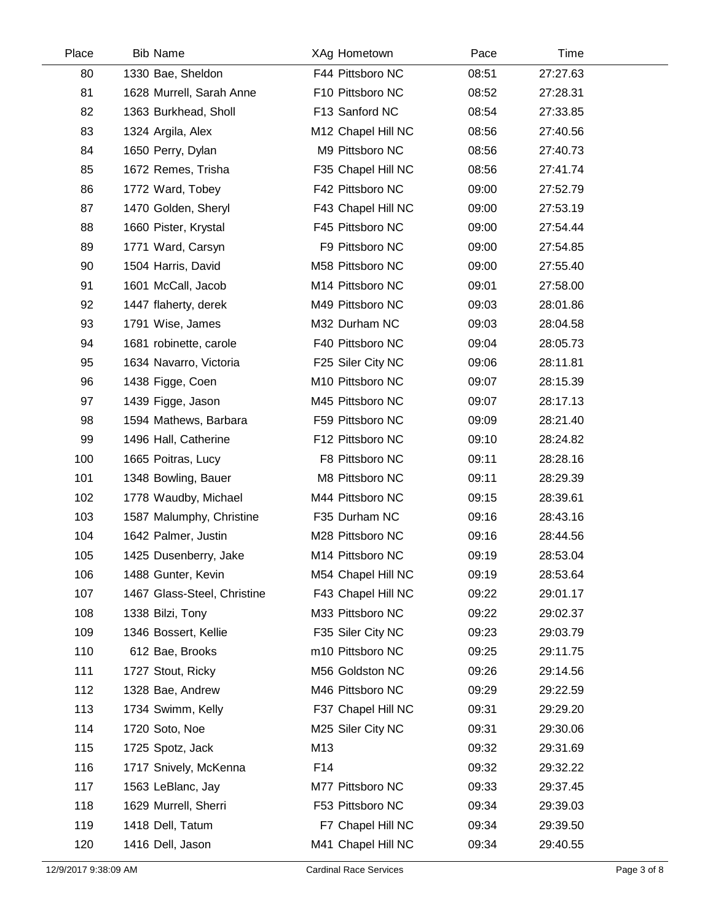| Place | Bib | Name | XAg | Hometown | Pace | Time |
|---|---|---|---|---|---|---|
| 80 | 1330 | Bae, Sheldon | F44 | Pittsboro NC | 08:51 | 27:27.63 |
| 81 | 1628 | Murrell, Sarah Anne | F10 | Pittsboro NC | 08:52 | 27:28.31 |
| 82 | 1363 | Burkhead, Sholl | F13 | Sanford NC | 08:54 | 27:33.85 |
| 83 | 1324 | Argila, Alex | M12 | Chapel Hill NC | 08:56 | 27:40.56 |
| 84 | 1650 | Perry, Dylan | M9 | Pittsboro NC | 08:56 | 27:40.73 |
| 85 | 1672 | Remes, Trisha | F35 | Chapel Hill NC | 08:56 | 27:41.74 |
| 86 | 1772 | Ward, Tobey | F42 | Pittsboro NC | 09:00 | 27:52.79 |
| 87 | 1470 | Golden, Sheryl | F43 | Chapel Hill NC | 09:00 | 27:53.19 |
| 88 | 1660 | Pister, Krystal | F45 | Pittsboro NC | 09:00 | 27:54.44 |
| 89 | 1771 | Ward, Carsyn | F9 | Pittsboro NC | 09:00 | 27:54.85 |
| 90 | 1504 | Harris, David | M58 | Pittsboro NC | 09:00 | 27:55.40 |
| 91 | 1601 | McCall, Jacob | M14 | Pittsboro NC | 09:01 | 27:58.00 |
| 92 | 1447 | flaherty, derek | M49 | Pittsboro NC | 09:03 | 28:01.86 |
| 93 | 1791 | Wise, James | M32 | Durham NC | 09:03 | 28:04.58 |
| 94 | 1681 | robinette, carole | F40 | Pittsboro NC | 09:04 | 28:05.73 |
| 95 | 1634 | Navarro, Victoria | F25 | Siler City NC | 09:06 | 28:11.81 |
| 96 | 1438 | Figge, Coen | M10 | Pittsboro NC | 09:07 | 28:15.39 |
| 97 | 1439 | Figge, Jason | M45 | Pittsboro NC | 09:07 | 28:17.13 |
| 98 | 1594 | Mathews, Barbara | F59 | Pittsboro NC | 09:09 | 28:21.40 |
| 99 | 1496 | Hall, Catherine | F12 | Pittsboro NC | 09:10 | 28:24.82 |
| 100 | 1665 | Poitras, Lucy | F8 | Pittsboro NC | 09:11 | 28:28.16 |
| 101 | 1348 | Bowling, Bauer | M8 | Pittsboro NC | 09:11 | 28:29.39 |
| 102 | 1778 | Waudby, Michael | M44 | Pittsboro NC | 09:15 | 28:39.61 |
| 103 | 1587 | Malumphy, Christine | F35 | Durham NC | 09:16 | 28:43.16 |
| 104 | 1642 | Palmer, Justin | M28 | Pittsboro NC | 09:16 | 28:44.56 |
| 105 | 1425 | Dusenberry, Jake | M14 | Pittsboro NC | 09:19 | 28:53.04 |
| 106 | 1488 | Gunter, Kevin | M54 | Chapel Hill NC | 09:19 | 28:53.64 |
| 107 | 1467 | Glass-Steel, Christine | F43 | Chapel Hill NC | 09:22 | 29:01.17 |
| 108 | 1338 | Bilzi, Tony | M33 | Pittsboro NC | 09:22 | 29:02.37 |
| 109 | 1346 | Bossert, Kellie | F35 | Siler City NC | 09:23 | 29:03.79 |
| 110 | 612 | Bae, Brooks | m10 | Pittsboro NC | 09:25 | 29:11.75 |
| 111 | 1727 | Stout, Ricky | M56 | Goldston NC | 09:26 | 29:14.56 |
| 112 | 1328 | Bae, Andrew | M46 | Pittsboro NC | 09:29 | 29:22.59 |
| 113 | 1734 | Swimm, Kelly | F37 | Chapel Hill NC | 09:31 | 29:29.20 |
| 114 | 1720 | Soto, Noe | M25 | Siler City NC | 09:31 | 29:30.06 |
| 115 | 1725 | Spotz, Jack | M13 | | 09:32 | 29:31.69 |
| 116 | 1717 | Snively, McKenna | F14 | | 09:32 | 29:32.22 |
| 117 | 1563 | LeBlanc, Jay | M77 | Pittsboro NC | 09:33 | 29:37.45 |
| 118 | 1629 | Murrell, Sherri | F53 | Pittsboro NC | 09:34 | 29:39.03 |
| 119 | 1418 | Dell, Tatum | F7 | Chapel Hill NC | 09:34 | 29:39.50 |
| 120 | 1416 | Dell, Jason | M41 | Chapel Hill NC | 09:34 | 29:40.55 |

12/9/2017 9:38:09 AM — Cardinal Race Services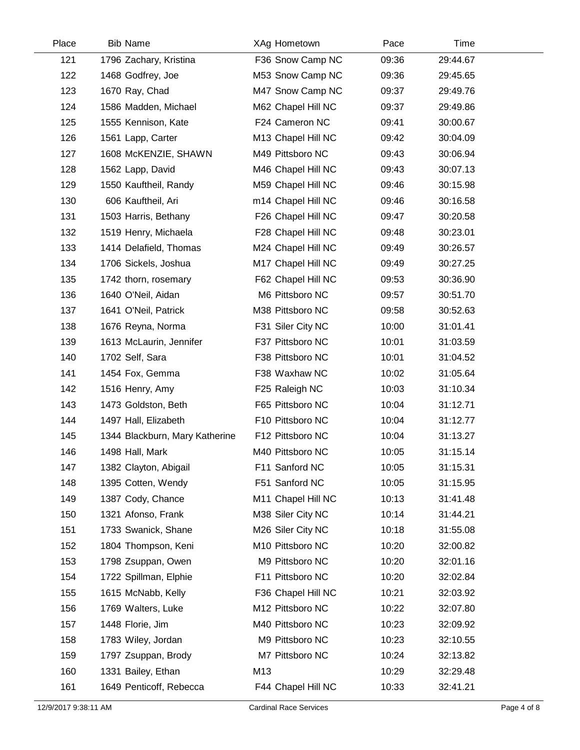| Place | Bib | Name | XAg | Hometown | Pace | Time |
|---|---|---|---|---|---|---|
| 121 | 1796 | Zachary, Kristina | F36 | Snow Camp NC | 09:36 | 29:44.67 |
| 122 | 1468 | Godfrey, Joe | M53 | Snow Camp NC | 09:36 | 29:45.65 |
| 123 | 1670 | Ray, Chad | M47 | Snow Camp NC | 09:37 | 29:49.76 |
| 124 | 1586 | Madden, Michael | M62 | Chapel Hill NC | 09:37 | 29:49.86 |
| 125 | 1555 | Kennison, Kate | F24 | Cameron NC | 09:41 | 30:00.67 |
| 126 | 1561 | Lapp, Carter | M13 | Chapel Hill NC | 09:42 | 30:04.09 |
| 127 | 1608 | McKENZIE, SHAWN | M49 | Pittsboro NC | 09:43 | 30:06.94 |
| 128 | 1562 | Lapp, David | M46 | Chapel Hill NC | 09:43 | 30:07.13 |
| 129 | 1550 | Kauftheil, Randy | M59 | Chapel Hill NC | 09:46 | 30:15.98 |
| 130 | 606 | Kauftheil, Ari | m14 | Chapel Hill NC | 09:46 | 30:16.58 |
| 131 | 1503 | Harris, Bethany | F26 | Chapel Hill NC | 09:47 | 30:20.58 |
| 132 | 1519 | Henry, Michaela | F28 | Chapel Hill NC | 09:48 | 30:23.01 |
| 133 | 1414 | Delafield, Thomas | M24 | Chapel Hill NC | 09:49 | 30:26.57 |
| 134 | 1706 | Sickels, Joshua | M17 | Chapel Hill NC | 09:49 | 30:27.25 |
| 135 | 1742 | thorn, rosemary | F62 | Chapel Hill NC | 09:53 | 30:36.90 |
| 136 | 1640 | O'Neil, Aidan | M6 | Pittsboro NC | 09:57 | 30:51.70 |
| 137 | 1641 | O'Neil, Patrick | M38 | Pittsboro NC | 09:58 | 30:52.63 |
| 138 | 1676 | Reyna, Norma | F31 | Siler City NC | 10:00 | 31:01.41 |
| 139 | 1613 | McLaurin, Jennifer | F37 | Pittsboro NC | 10:01 | 31:03.59 |
| 140 | 1702 | Self, Sara | F38 | Pittsboro NC | 10:01 | 31:04.52 |
| 141 | 1454 | Fox, Gemma | F38 | Waxhaw NC | 10:02 | 31:05.64 |
| 142 | 1516 | Henry, Amy | F25 | Raleigh NC | 10:03 | 31:10.34 |
| 143 | 1473 | Goldston, Beth | F65 | Pittsboro NC | 10:04 | 31:12.71 |
| 144 | 1497 | Hall, Elizabeth | F10 | Pittsboro NC | 10:04 | 31:12.77 |
| 145 | 1344 | Blackburn, Mary Katherine | F12 | Pittsboro NC | 10:04 | 31:13.27 |
| 146 | 1498 | Hall, Mark | M40 | Pittsboro NC | 10:05 | 31:15.14 |
| 147 | 1382 | Clayton, Abigail | F11 | Sanford NC | 10:05 | 31:15.31 |
| 148 | 1395 | Cotten, Wendy | F51 | Sanford NC | 10:05 | 31:15.95 |
| 149 | 1387 | Cody, Chance | M11 | Chapel Hill NC | 10:13 | 31:41.48 |
| 150 | 1321 | Afonso, Frank | M38 | Siler City NC | 10:14 | 31:44.21 |
| 151 | 1733 | Swanick, Shane | M26 | Siler City NC | 10:18 | 31:55.08 |
| 152 | 1804 | Thompson, Keni | M10 | Pittsboro NC | 10:20 | 32:00.82 |
| 153 | 1798 | Zsuppan, Owen | M9 | Pittsboro NC | 10:20 | 32:01.16 |
| 154 | 1722 | Spillman, Elphie | F11 | Pittsboro NC | 10:20 | 32:02.84 |
| 155 | 1615 | McNabb, Kelly | F36 | Chapel Hill NC | 10:21 | 32:03.92 |
| 156 | 1769 | Walters, Luke | M12 | Pittsboro NC | 10:22 | 32:07.80 |
| 157 | 1448 | Florie, Jim | M40 | Pittsboro NC | 10:23 | 32:09.92 |
| 158 | 1783 | Wiley, Jordan | M9 | Pittsboro NC | 10:23 | 32:10.55 |
| 159 | 1797 | Zsuppan, Brody | M7 | Pittsboro NC | 10:24 | 32:13.82 |
| 160 | 1331 | Bailey, Ethan | M13 | | 10:29 | 32:29.48 |
| 161 | 1649 | Penticoff, Rebecca | F44 | Chapel Hill NC | 10:33 | 32:41.21 |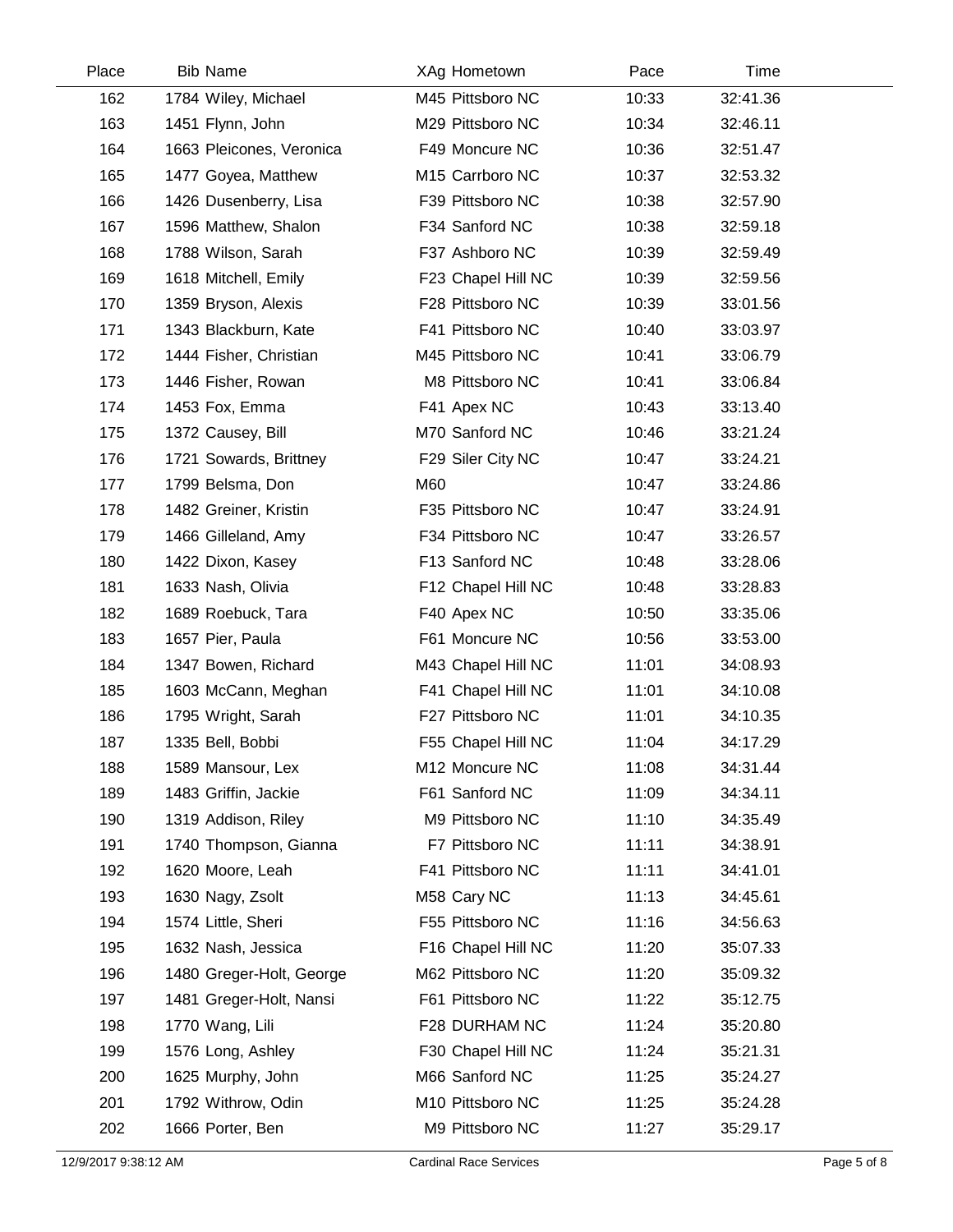| Place | Bib | Name | XAg | Hometown | Pace | Time |
|---|---|---|---|---|---|---|
| 162 | 1784 | Wiley, Michael | M45 | Pittsboro NC | 10:33 | 32:41.36 |
| 163 | 1451 | Flynn, John | M29 | Pittsboro NC | 10:34 | 32:46.11 |
| 164 | 1663 | Pleicones, Veronica | F49 | Moncure NC | 10:36 | 32:51.47 |
| 165 | 1477 | Goyea, Matthew | M15 | Carrboro NC | 10:37 | 32:53.32 |
| 166 | 1426 | Dusenberry, Lisa | F39 | Pittsboro NC | 10:38 | 32:57.90 |
| 167 | 1596 | Matthew, Shalon | F34 | Sanford NC | 10:38 | 32:59.18 |
| 168 | 1788 | Wilson, Sarah | F37 | Ashboro NC | 10:39 | 32:59.49 |
| 169 | 1618 | Mitchell, Emily | F23 | Chapel Hill NC | 10:39 | 32:59.56 |
| 170 | 1359 | Bryson, Alexis | F28 | Pittsboro NC | 10:39 | 33:01.56 |
| 171 | 1343 | Blackburn, Kate | F41 | Pittsboro NC | 10:40 | 33:03.97 |
| 172 | 1444 | Fisher, Christian | M45 | Pittsboro NC | 10:41 | 33:06.79 |
| 173 | 1446 | Fisher, Rowan | M8 | Pittsboro NC | 10:41 | 33:06.84 |
| 174 | 1453 | Fox, Emma | F41 | Apex NC | 10:43 | 33:13.40 |
| 175 | 1372 | Causey, Bill | M70 | Sanford NC | 10:46 | 33:21.24 |
| 176 | 1721 | Sowards, Brittney | F29 | Siler City NC | 10:47 | 33:24.21 |
| 177 | 1799 | Belsma, Don | M60 | | 10:47 | 33:24.86 |
| 178 | 1482 | Greiner, Kristin | F35 | Pittsboro NC | 10:47 | 33:24.91 |
| 179 | 1466 | Gilleland, Amy | F34 | Pittsboro NC | 10:47 | 33:26.57 |
| 180 | 1422 | Dixon, Kasey | F13 | Sanford NC | 10:48 | 33:28.06 |
| 181 | 1633 | Nash, Olivia | F12 | Chapel Hill NC | 10:48 | 33:28.83 |
| 182 | 1689 | Roebuck, Tara | F40 | Apex NC | 10:50 | 33:35.06 |
| 183 | 1657 | Pier, Paula | F61 | Moncure NC | 10:56 | 33:53.00 |
| 184 | 1347 | Bowen, Richard | M43 | Chapel Hill NC | 11:01 | 34:08.93 |
| 185 | 1603 | McCann, Meghan | F41 | Chapel Hill NC | 11:01 | 34:10.08 |
| 186 | 1795 | Wright, Sarah | F27 | Pittsboro NC | 11:01 | 34:10.35 |
| 187 | 1335 | Bell, Bobbi | F55 | Chapel Hill NC | 11:04 | 34:17.29 |
| 188 | 1589 | Mansour, Lex | M12 | Moncure NC | 11:08 | 34:31.44 |
| 189 | 1483 | Griffin, Jackie | F61 | Sanford NC | 11:09 | 34:34.11 |
| 190 | 1319 | Addison, Riley | M9 | Pittsboro NC | 11:10 | 34:35.49 |
| 191 | 1740 | Thompson, Gianna | F7 | Pittsboro NC | 11:11 | 34:38.91 |
| 192 | 1620 | Moore, Leah | F41 | Pittsboro NC | 11:11 | 34:41.01 |
| 193 | 1630 | Nagy, Zsolt | M58 | Cary NC | 11:13 | 34:45.61 |
| 194 | 1574 | Little, Sheri | F55 | Pittsboro NC | 11:16 | 34:56.63 |
| 195 | 1632 | Nash, Jessica | F16 | Chapel Hill NC | 11:20 | 35:07.33 |
| 196 | 1480 | Greger-Holt, George | M62 | Pittsboro NC | 11:20 | 35:09.32 |
| 197 | 1481 | Greger-Holt, Nansi | F61 | Pittsboro NC | 11:22 | 35:12.75 |
| 198 | 1770 | Wang, Lili | F28 | DURHAM NC | 11:24 | 35:20.80 |
| 199 | 1576 | Long, Ashley | F30 | Chapel Hill NC | 11:24 | 35:21.31 |
| 200 | 1625 | Murphy, John | M66 | Sanford NC | 11:25 | 35:24.27 |
| 201 | 1792 | Withrow, Odin | M10 | Pittsboro NC | 11:25 | 35:24.28 |
| 202 | 1666 | Porter, Ben | M9 | Pittsboro NC | 11:27 | 35:29.17 |

12/9/2017 9:38:12 AM Cardinal Race Services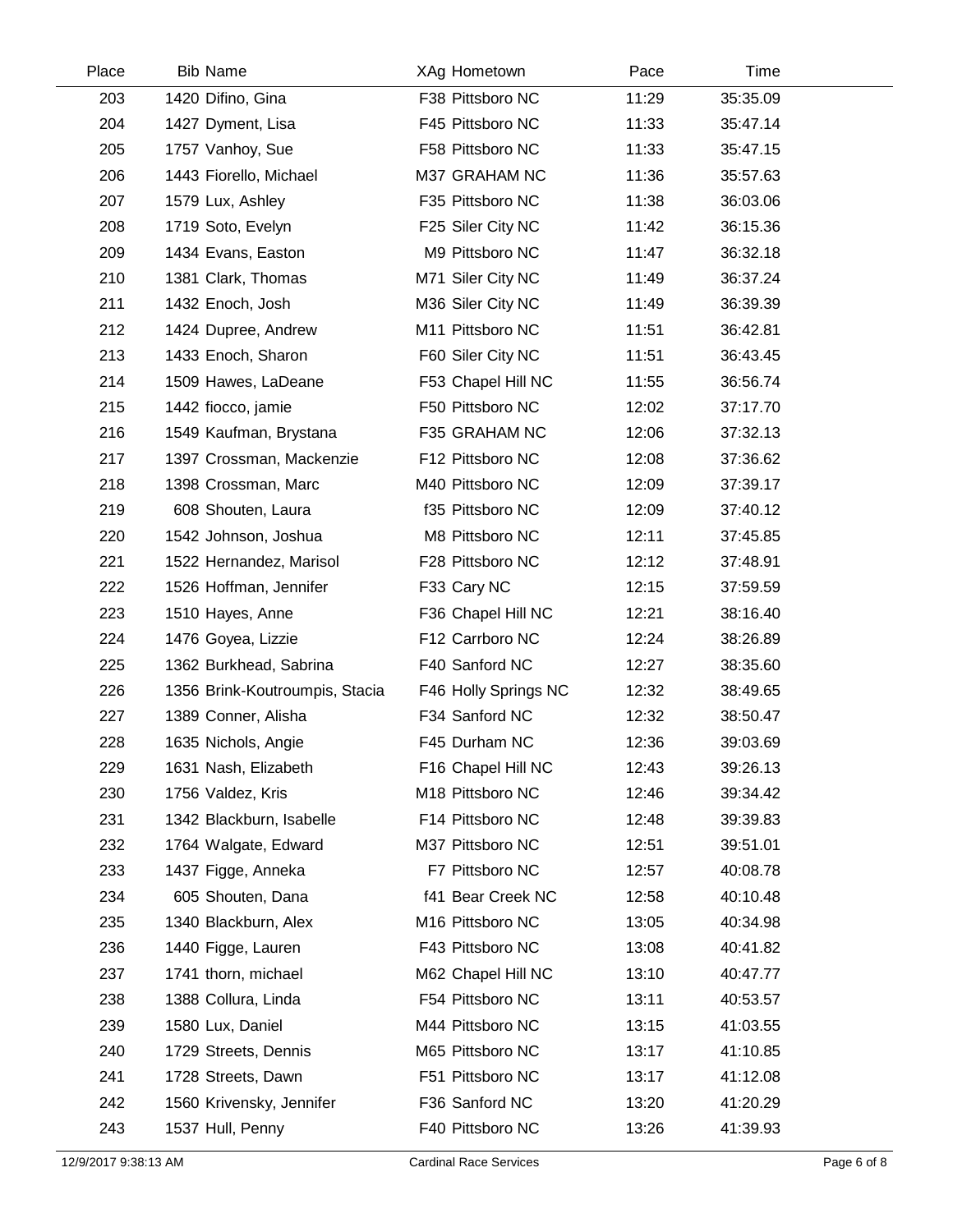| Place | Bib | Name | XAg | Hometown | Pace | Time |
|---|---|---|---|---|---|---|
| 203 | 1420 | Difino, Gina | F38 | Pittsboro NC | 11:29 | 35:35.09 |
| 204 | 1427 | Dyment, Lisa | F45 | Pittsboro NC | 11:33 | 35:47.14 |
| 205 | 1757 | Vanhoy, Sue | F58 | Pittsboro NC | 11:33 | 35:47.15 |
| 206 | 1443 | Fiorello, Michael | M37 | GRAHAM NC | 11:36 | 35:57.63 |
| 207 | 1579 | Lux, Ashley | F35 | Pittsboro NC | 11:38 | 36:03.06 |
| 208 | 1719 | Soto, Evelyn | F25 | Siler City NC | 11:42 | 36:15.36 |
| 209 | 1434 | Evans, Easton | M9 | Pittsboro NC | 11:47 | 36:32.18 |
| 210 | 1381 | Clark, Thomas | M71 | Siler City NC | 11:49 | 36:37.24 |
| 211 | 1432 | Enoch, Josh | M36 | Siler City NC | 11:49 | 36:39.39 |
| 212 | 1424 | Dupree, Andrew | M11 | Pittsboro NC | 11:51 | 36:42.81 |
| 213 | 1433 | Enoch, Sharon | F60 | Siler City NC | 11:51 | 36:43.45 |
| 214 | 1509 | Hawes, LaDeane | F53 | Chapel Hill NC | 11:55 | 36:56.74 |
| 215 | 1442 | fiocco, jamie | F50 | Pittsboro NC | 12:02 | 37:17.70 |
| 216 | 1549 | Kaufman, Brystana | F35 | GRAHAM NC | 12:06 | 37:32.13 |
| 217 | 1397 | Crossman, Mackenzie | F12 | Pittsboro NC | 12:08 | 37:36.62 |
| 218 | 1398 | Crossman, Marc | M40 | Pittsboro NC | 12:09 | 37:39.17 |
| 219 | 608 | Shouten, Laura | f35 | Pittsboro NC | 12:09 | 37:40.12 |
| 220 | 1542 | Johnson, Joshua | M8 | Pittsboro NC | 12:11 | 37:45.85 |
| 221 | 1522 | Hernandez, Marisol | F28 | Pittsboro NC | 12:12 | 37:48.91 |
| 222 | 1526 | Hoffman, Jennifer | F33 | Cary NC | 12:15 | 37:59.59 |
| 223 | 1510 | Hayes, Anne | F36 | Chapel Hill NC | 12:21 | 38:16.40 |
| 224 | 1476 | Goyea, Lizzie | F12 | Carrboro NC | 12:24 | 38:26.89 |
| 225 | 1362 | Burkhead, Sabrina | F40 | Sanford NC | 12:27 | 38:35.60 |
| 226 | 1356 | Brink-Koutroumpis, Stacia | F46 | Holly Springs NC | 12:32 | 38:49.65 |
| 227 | 1389 | Conner, Alisha | F34 | Sanford NC | 12:32 | 38:50.47 |
| 228 | 1635 | Nichols, Angie | F45 | Durham NC | 12:36 | 39:03.69 |
| 229 | 1631 | Nash, Elizabeth | F16 | Chapel Hill NC | 12:43 | 39:26.13 |
| 230 | 1756 | Valdez, Kris | M18 | Pittsboro NC | 12:46 | 39:34.42 |
| 231 | 1342 | Blackburn, Isabelle | F14 | Pittsboro NC | 12:48 | 39:39.83 |
| 232 | 1764 | Walgate, Edward | M37 | Pittsboro NC | 12:51 | 39:51.01 |
| 233 | 1437 | Figge, Anneka | F7 | Pittsboro NC | 12:57 | 40:08.78 |
| 234 | 605 | Shouten, Dana | f41 | Bear Creek NC | 12:58 | 40:10.48 |
| 235 | 1340 | Blackburn, Alex | M16 | Pittsboro NC | 13:05 | 40:34.98 |
| 236 | 1440 | Figge, Lauren | F43 | Pittsboro NC | 13:08 | 40:41.82 |
| 237 | 1741 | thorn, michael | M62 | Chapel Hill NC | 13:10 | 40:47.77 |
| 238 | 1388 | Collura, Linda | F54 | Pittsboro NC | 13:11 | 40:53.57 |
| 239 | 1580 | Lux, Daniel | M44 | Pittsboro NC | 13:15 | 41:03.55 |
| 240 | 1729 | Streets, Dennis | M65 | Pittsboro NC | 13:17 | 41:10.85 |
| 241 | 1728 | Streets, Dawn | F51 | Pittsboro NC | 13:17 | 41:12.08 |
| 242 | 1560 | Krivensky, Jennifer | F36 | Sanford NC | 13:20 | 41:20.29 |
| 243 | 1537 | Hull, Penny | F40 | Pittsboro NC | 13:26 | 41:39.93 |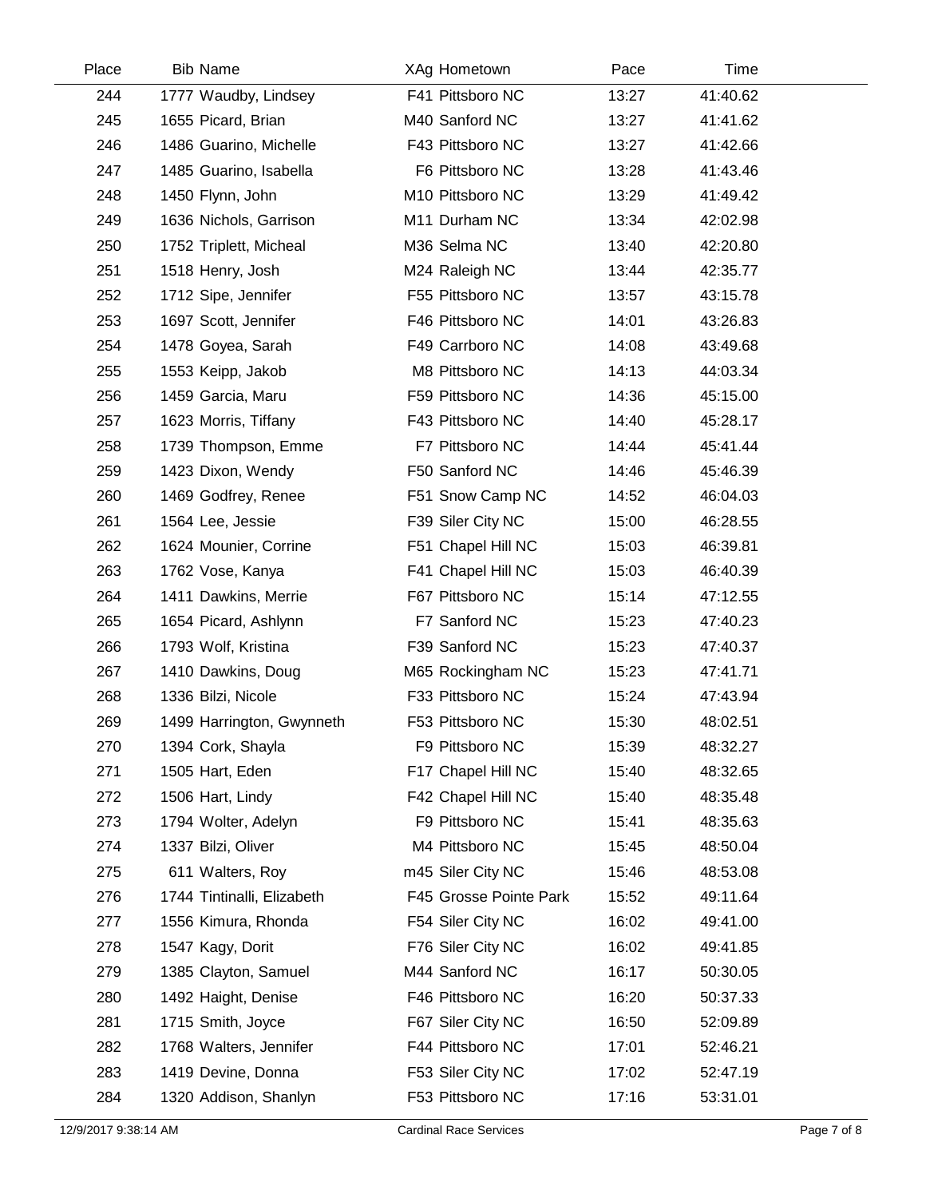| Place | Bib | Name | XAg | Hometown | Pace | Time |
|---|---|---|---|---|---|---|
| 244 | 1777 | Waudby, Lindsey | F41 | Pittsboro NC | 13:27 | 41:40.62 |
| 245 | 1655 | Picard, Brian | M40 | Sanford NC | 13:27 | 41:41.62 |
| 246 | 1486 | Guarino, Michelle | F43 | Pittsboro NC | 13:27 | 41:42.66 |
| 247 | 1485 | Guarino, Isabella | F6 | Pittsboro NC | 13:28 | 41:43.46 |
| 248 | 1450 | Flynn, John | M10 | Pittsboro NC | 13:29 | 41:49.42 |
| 249 | 1636 | Nichols, Garrison | M11 | Durham NC | 13:34 | 42:02.98 |
| 250 | 1752 | Triplett, Micheal | M36 | Selma NC | 13:40 | 42:20.80 |
| 251 | 1518 | Henry, Josh | M24 | Raleigh NC | 13:44 | 42:35.77 |
| 252 | 1712 | Sipe, Jennifer | F55 | Pittsboro NC | 13:57 | 43:15.78 |
| 253 | 1697 | Scott, Jennifer | F46 | Pittsboro NC | 14:01 | 43:26.83 |
| 254 | 1478 | Goyea, Sarah | F49 | Carrboro NC | 14:08 | 43:49.68 |
| 255 | 1553 | Keipp, Jakob | M8 | Pittsboro NC | 14:13 | 44:03.34 |
| 256 | 1459 | Garcia, Maru | F59 | Pittsboro NC | 14:36 | 45:15.00 |
| 257 | 1623 | Morris, Tiffany | F43 | Pittsboro NC | 14:40 | 45:28.17 |
| 258 | 1739 | Thompson, Emme | F7 | Pittsboro NC | 14:44 | 45:41.44 |
| 259 | 1423 | Dixon, Wendy | F50 | Sanford NC | 14:46 | 45:46.39 |
| 260 | 1469 | Godfrey, Renee | F51 | Snow Camp NC | 14:52 | 46:04.03 |
| 261 | 1564 | Lee, Jessie | F39 | Siler City NC | 15:00 | 46:28.55 |
| 262 | 1624 | Mounier, Corrine | F51 | Chapel Hill NC | 15:03 | 46:39.81 |
| 263 | 1762 | Vose, Kanya | F41 | Chapel Hill NC | 15:03 | 46:40.39 |
| 264 | 1411 | Dawkins, Merrie | F67 | Pittsboro NC | 15:14 | 47:12.55 |
| 265 | 1654 | Picard, Ashlynn | F7 | Sanford NC | 15:23 | 47:40.23 |
| 266 | 1793 | Wolf, Kristina | F39 | Sanford NC | 15:23 | 47:40.37 |
| 267 | 1410 | Dawkins, Doug | M65 | Rockingham NC | 15:23 | 47:41.71 |
| 268 | 1336 | Bilzi, Nicole | F33 | Pittsboro NC | 15:24 | 47:43.94 |
| 269 | 1499 | Harrington, Gwynneth | F53 | Pittsboro NC | 15:30 | 48:02.51 |
| 270 | 1394 | Cork, Shayla | F9 | Pittsboro NC | 15:39 | 48:32.27 |
| 271 | 1505 | Hart, Eden | F17 | Chapel Hill NC | 15:40 | 48:32.65 |
| 272 | 1506 | Hart, Lindy | F42 | Chapel Hill NC | 15:40 | 48:35.48 |
| 273 | 1794 | Wolter, Adelyn | F9 | Pittsboro NC | 15:41 | 48:35.63 |
| 274 | 1337 | Bilzi, Oliver | M4 | Pittsboro NC | 15:45 | 48:50.04 |
| 275 | 611 | Walters, Roy | m45 | Siler City NC | 15:46 | 48:53.08 |
| 276 | 1744 | Tintinalli, Elizabeth | F45 | Grosse Pointe Park | 15:52 | 49:11.64 |
| 277 | 1556 | Kimura, Rhonda | F54 | Siler City NC | 16:02 | 49:41.00 |
| 278 | 1547 | Kagy, Dorit | F76 | Siler City NC | 16:02 | 49:41.85 |
| 279 | 1385 | Clayton, Samuel | M44 | Sanford NC | 16:17 | 50:30.05 |
| 280 | 1492 | Haight, Denise | F46 | Pittsboro NC | 16:20 | 50:37.33 |
| 281 | 1715 | Smith, Joyce | F67 | Siler City NC | 16:50 | 52:09.89 |
| 282 | 1768 | Walters, Jennifer | F44 | Pittsboro NC | 17:01 | 52:46.21 |
| 283 | 1419 | Devine, Donna | F53 | Siler City NC | 17:02 | 52:47.19 |
| 284 | 1320 | Addison, Shanlyn | F53 | Pittsboro NC | 17:16 | 53:31.01 |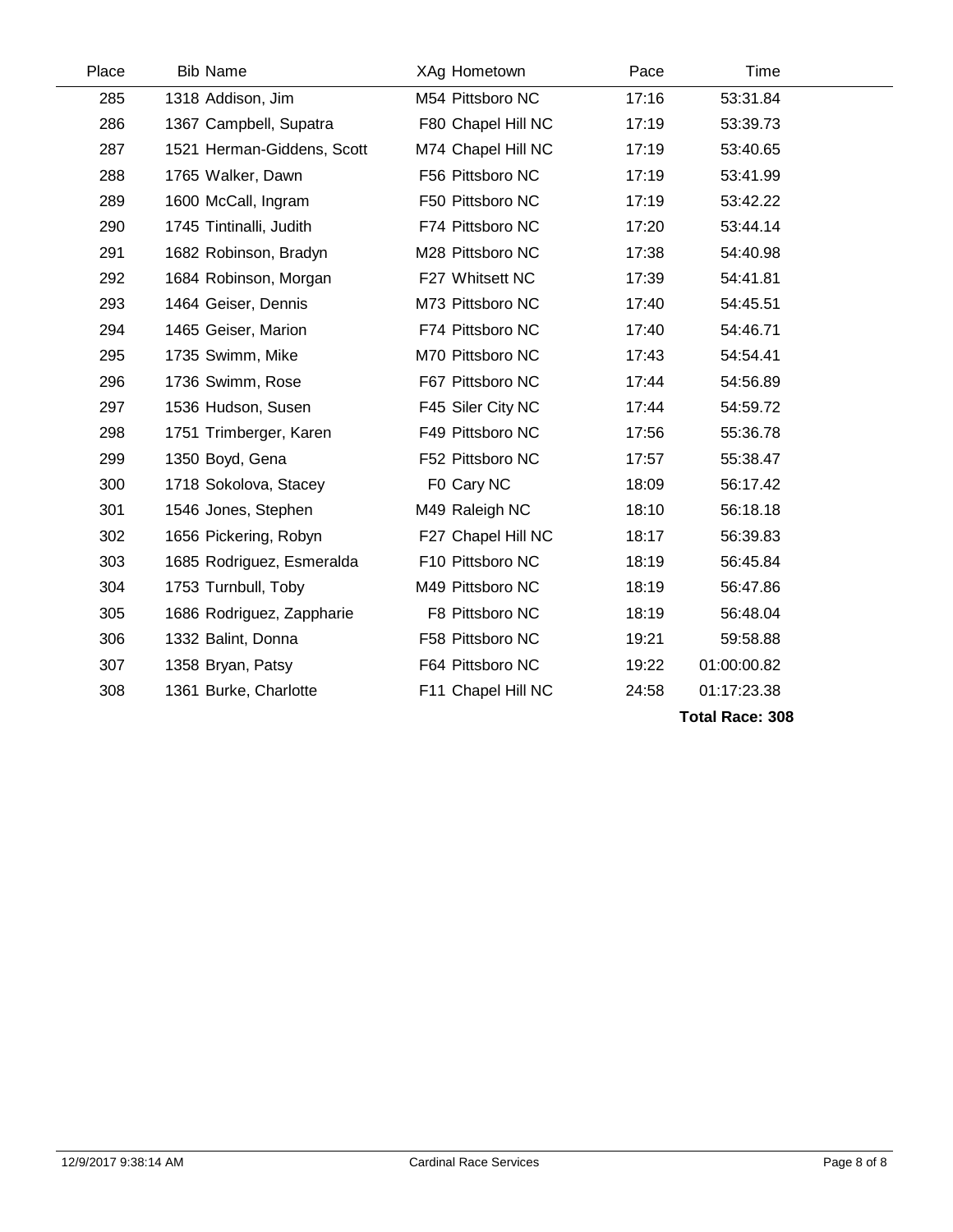| Place | Bib | Name | XAg | Hometown | Pace | Time |
|---|---|---|---|---|---|---|
| 285 | 1318 | Addison, Jim | M54 | Pittsboro NC | 17:16 | 53:31.84 |
| 286 | 1367 | Campbell, Supatra | F80 | Chapel Hill NC | 17:19 | 53:39.73 |
| 287 | 1521 | Herman-Giddens, Scott | M74 | Chapel Hill NC | 17:19 | 53:40.65 |
| 288 | 1765 | Walker, Dawn | F56 | Pittsboro NC | 17:19 | 53:41.99 |
| 289 | 1600 | McCall, Ingram | F50 | Pittsboro NC | 17:19 | 53:42.22 |
| 290 | 1745 | Tintinalli, Judith | F74 | Pittsboro NC | 17:20 | 53:44.14 |
| 291 | 1682 | Robinson, Bradyn | M28 | Pittsboro NC | 17:38 | 54:40.98 |
| 292 | 1684 | Robinson, Morgan | F27 | Whitsett NC | 17:39 | 54:41.81 |
| 293 | 1464 | Geiser, Dennis | M73 | Pittsboro NC | 17:40 | 54:45.51 |
| 294 | 1465 | Geiser, Marion | F74 | Pittsboro NC | 17:40 | 54:46.71 |
| 295 | 1735 | Swimm, Mike | M70 | Pittsboro NC | 17:43 | 54:54.41 |
| 296 | 1736 | Swimm, Rose | F67 | Pittsboro NC | 17:44 | 54:56.89 |
| 297 | 1536 | Hudson, Susen | F45 | Siler City NC | 17:44 | 54:59.72 |
| 298 | 1751 | Trimberger, Karen | F49 | Pittsboro NC | 17:56 | 55:36.78 |
| 299 | 1350 | Boyd, Gena | F52 | Pittsboro NC | 17:57 | 55:38.47 |
| 300 | 1718 | Sokolova, Stacey | F0 | Cary NC | 18:09 | 56:17.42 |
| 301 | 1546 | Jones, Stephen | M49 | Raleigh NC | 18:10 | 56:18.18 |
| 302 | 1656 | Pickering, Robyn | F27 | Chapel Hill NC | 18:17 | 56:39.83 |
| 303 | 1685 | Rodriguez, Esmeralda | F10 | Pittsboro NC | 18:19 | 56:45.84 |
| 304 | 1753 | Turnbull, Toby | M49 | Pittsboro NC | 18:19 | 56:47.86 |
| 305 | 1686 | Rodriguez, Zappharie | F8 | Pittsboro NC | 18:19 | 56:48.04 |
| 306 | 1332 | Balint, Donna | F58 | Pittsboro NC | 19:21 | 59:58.88 |
| 307 | 1358 | Bryan, Patsy | F64 | Pittsboro NC | 19:22 | 01:00:00.82 |
| 308 | 1361 | Burke, Charlotte | F11 | Chapel Hill NC | 24:58 | 01:17:23.38 |

**Total Race: 308**